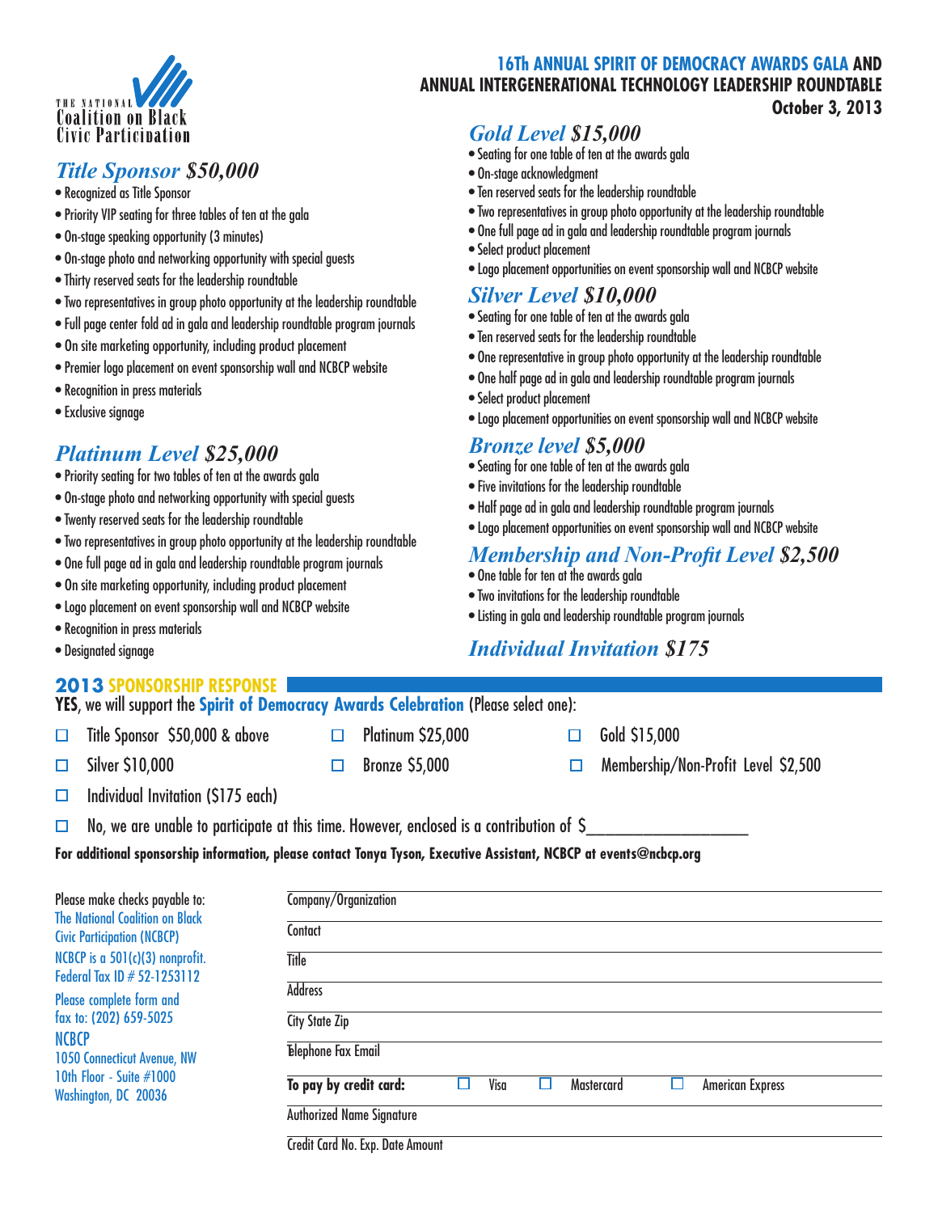THE NATIONAL Coalition on Black Civic Participation

# 16Th ANNUAL SPIRIT OF DEMOCRACY AWARDS GALA AND ANNUAL INTERGENERATIONAL TECHNOLOGY LEADERSHIP ROUNDTABLE

**October 3, 2013**

## *Title Sponsor $50,000*

- Recognized as Title Sponsor
- Priority VIP seating for three tables of ten at the gala
- On-stage speaking opportunity (3 minutes)
- On-stage photo and networking opportunity with special guests
- Thirty reserved seats for the leadership roundtable
- Two representatives in group photo opportunity at the leadership roundtable
- Full page center fold ad in gala and leadership roundtable program journals
- On site marketing opportunity, including product placement
- Premier logo placement on event sponsorship wall and NCBCP website
- Recognition in press materials
- Exclusive signage

## *Platinum Level $25,000*

- Priority seating for two tables of ten at the awards gala
- On-stage photo and networking opportunity with special guests
- Twenty reserved seats for the leadership roundtable
- Two representatives in group photo opportunity at the leadership roundtable
- One full page ad in gala and leadership roundtable program journals
- On site marketing opportunity, including product placement
- Logo placement on event sponsorship wall and NCBCP website
- Recognition in press materials
- Designated signage

## *Gold Level $15,000*

- Seating for one table of ten at the awards gala
- On-stage acknowledgment
- Ten reserved seats for the leadership roundtable
- Two representatives in group photo opportunity at the leadership roundtable
- One full page ad in gala and leadership roundtable program journals
- Select product placement
- Logo placement opportunities on event sponsorship wall and NCBCP website

## *Silver Level $10,000*

- Seating for one table of ten at the awards gala
- Ten reserved seats for the leadership roundtable
- One representative in group photo opportunity at the leadership roundtable
- One half page ad in gala and leadership roundtable program journals
- Select product placement
- Logo placement opportunities on event sponsorship wall and NCBCP website

## *Bronze level $5,000*

- Seating for one table of ten at the awards gala
- Five invitations for the leadership roundtable
- Half page ad in gala and leadership roundtable program journals
- Logo placement opportunities on event sponsorship wall and NCBCP website

## *Membership and Non-Profit Level $2,500*

- One table for ten at the awards gala
- Two invitations for the leadership roundtable
- Listing in gala and leadership roundtable program journals

## *Individual Invitation $175*

## 2013 SPONSORSHIP RESPONSE

**YES**, we will support the **Spirit of Democracy Awards Celebration** (Please select one):

- ☐ Title Sponsor $50,000 & above
- ☐ Platinum $25,000
- ☐ Gold $15,000
- ☐ Silver $10,000
- ☐ Bronze $5,000
- ☐ Membership/Non-Profit Level $2,500
- ☐ Individual Invitation ($175 each)
- ☐ No, we are unable to participate at this time. However, enclosed is a contribution of $__________________

**For additional sponsorship information, please contact Tonya Tyson, Executive Assistant, NCBCP at events@ncbcp.org**

Please make checks payable to:
The National Coalition on Black Civic Participation (NCBCP)
NCBCP is a 501(c)(3) nonprofit.
Federal Tax ID # 52-1253112

Please complete form and fax to: (202) 659-5025

NCBCP
1050 Connecticut Avenue, NW
10th Floor - Suite #1000
Washington, DC 20036

Company/Organization ______________________

Contact ______________________

Title ______________________

Address ______________________

City State Zip ______________________

Telephone Fax Email ______________________

**To pay by credit card:** ☐ Visa ☐ Mastercard ☐ American Express

Authorized Name Signature ______________________

Credit Card No. Exp. Date Amount ______________________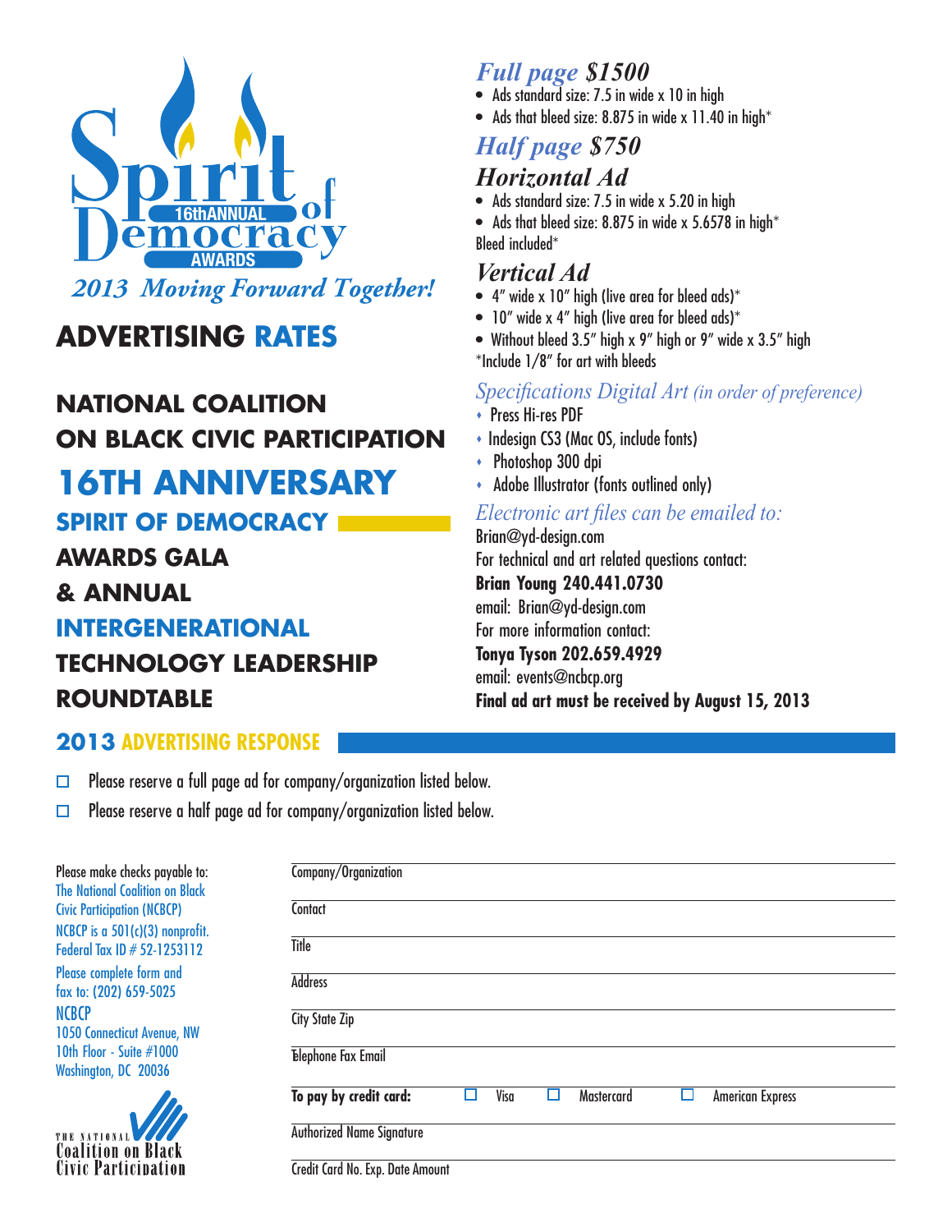Spirit of Democracy 16th ANNUAL AWARDS

*2013 Moving Forward Together!*

# ADVERTISING RATES

## NATIONAL COALITION ON BLACK CIVIC PARTICIPATION

## 16TH ANNIVERSARY

## SPIRIT OF DEMOCRACY AWARDS GALA & ANNUAL INTERGENERATIONAL TECHNOLOGY LEADERSHIP ROUNDTABLE

### *Full page $1500*

- Ads standard size: 7.5 in wide x 10 in high
- Ads that bleed size: 8.875 in wide x 11.40 in high*

### *Half page $750*

### *Horizontal Ad*

- Ads standard size: 7.5 in wide x 5.20 in high
- Ads that bleed size: 8.875 in wide x 5.6578 in high*

Bleed included*

### *Vertical Ad*

- 4" wide x 10" high (live area for bleed ads)*
- 10" wide x 4" high (live area for bleed ads)*
- Without bleed 3.5" high x 9" high or 9" wide x 3.5" high

*Include 1/8" for art with bleeds

### *Specifications Digital Art (in order of preference)*

- Press Hi-res PDF
- Indesign CS3 (Mac OS, include fonts)
- Photoshop 300 dpi
- Adobe Illustrator (fonts outlined only)

### *Electronic art files can be emailed to:*

Brian@yd-design.com

For technical and art related questions contact:

**Brian Young 240.441.0730**

email: Brian@yd-design.com

For more information contact:

**Tonya Tyson 202.659.4929**

email: events@ncbcp.org

**Final ad art must be received by August 15, 2013**

## 2013 ADVERTISING RESPONSE

☐ Please reserve a full page ad for company/organization listed below.

☐ Please reserve a half page ad for company/organization listed below.

Please make checks payable to:
The National Coalition on Black Civic Participation (NCBCP)
NCBCP is a 501(c)(3) nonprofit.
Federal Tax ID # 52-1253112
Please complete form and fax to: (202) 659-5025
NCBCP
1050 Connecticut Avenue, NW
10th Floor - Suite #1000
Washington, DC 20036

The National Coalition on Black Civic Participation

Company/Organization ____________________

Contact ____________________

Title ____________________

Address ____________________

City State Zip ____________________

Telephone Fax Email ____________________

**To pay by credit card:** ☐ Visa ☐ Mastercard ☐ American Express

Authorized Name Signature ____________________

Credit Card No. Exp. Date Amount ____________________